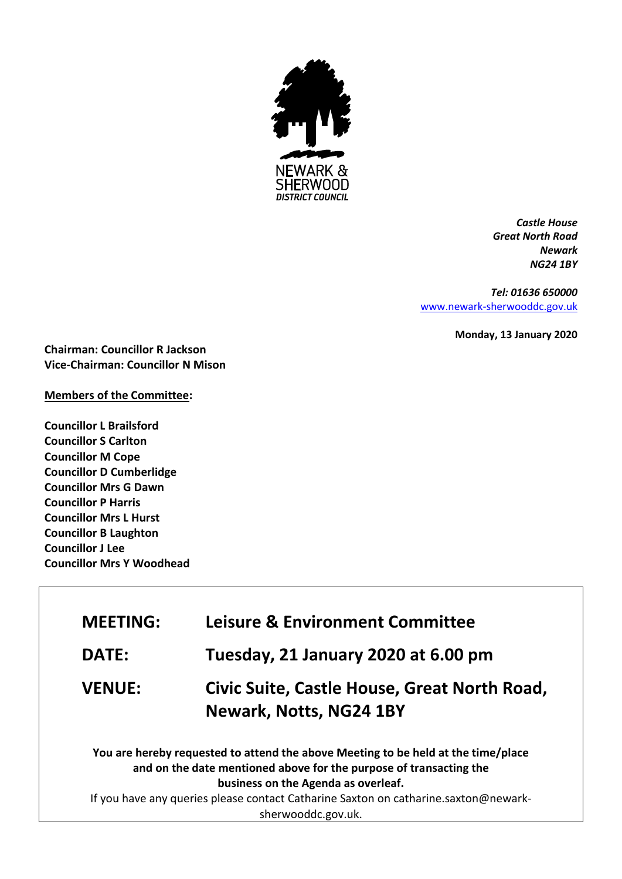NEWARK & SHERWOOD DISTRICT COUNCIL

*Castle House*
*Great North Road*
*Newark*
*NG24 1BY*

*Tel: 01636 650000*
www.newark-sherwooddc.gov.uk

**Monday, 13 January 2020**

**Chairman: Councillor R Jackson**
**Vice-Chairman: Councillor N Mison**

**Members of the Committee:**

**Councillor L Brailsford**
**Councillor S Carlton**
**Councillor M Cope**
**Councillor D Cumberlidge**
**Councillor Mrs G Dawn**
**Councillor P Harris**
**Councillor Mrs L Hurst**
**Councillor B Laughton**
**Councillor J Lee**
**Councillor Mrs Y Woodhead**

| | |
|---|---|
| **MEETING:** | **Leisure & Environment Committee** |
| **DATE:** | **Tuesday, 21 January 2020 at 6.00 pm** |
| **VENUE:** | **Civic Suite, Castle House, Great North Road, Newark, Notts, NG24 1BY** |

**You are hereby requested to attend the above Meeting to be held at the time/place and on the date mentioned above for the purpose of transacting the business on the Agenda as overleaf.**

If you have any queries please contact Catharine Saxton on catharine.saxton@newark-sherwooddc.gov.uk.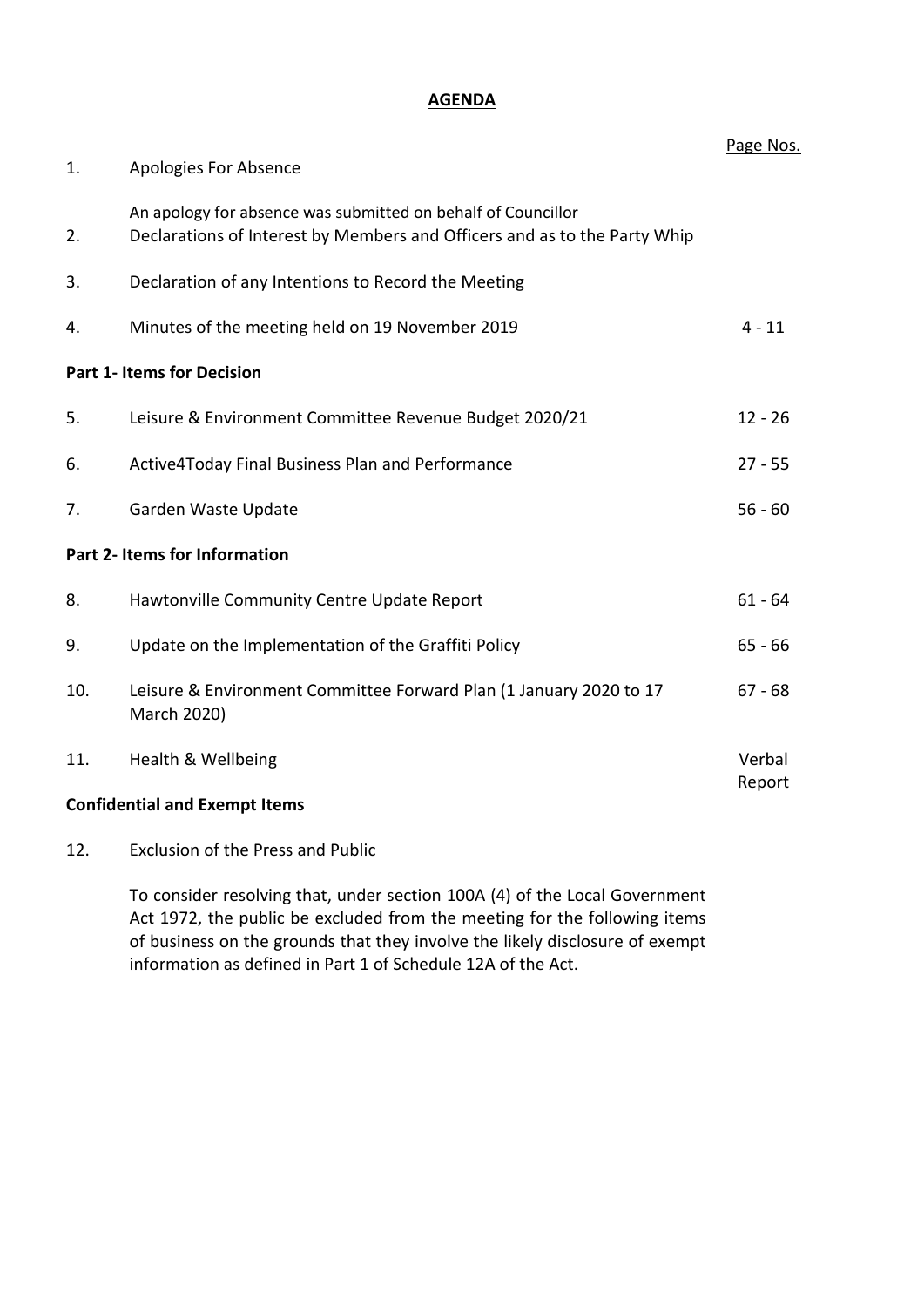**AGENDA**

| | | Page Nos. |
|---|---|---|
| 1. | Apologies For Absence<br><br>An apology for absence was submitted on behalf of Councillor | |
| 2. | Declarations of Interest by Members and Officers and as to the Party Whip | |
| 3. | Declaration of any Intentions to Record the Meeting | |
| 4. | Minutes of the meeting held on 19 November 2019 | 4 - 11 |
| **Part 1- Items for Decision** | | |
| 5. | Leisure & Environment Committee Revenue Budget 2020/21 | 12 - 26 |
| 6. | Active4Today Final Business Plan and Performance | 27 - 55 |
| 7. | Garden Waste Update | 56 - 60 |
| **Part 2- Items for Information** | | |
| 8. | Hawtonville Community Centre Update Report | 61 - 64 |
| 9. | Update on the Implementation of the Graffiti Policy | 65 - 66 |
| 10. | Leisure & Environment Committee Forward Plan (1 January 2020 to 17 March 2020) | 67 - 68 |
| 11. | Health & Wellbeing | Verbal Report |
| **Confidential and Exempt Items** | | |
| 12. | Exclusion of the Press and Public<br><br>To consider resolving that, under section 100A (4) of the Local Government Act 1972, the public be excluded from the meeting for the following items of business on the grounds that they involve the likely disclosure of exempt information as defined in Part 1 of Schedule 12A of the Act. | |